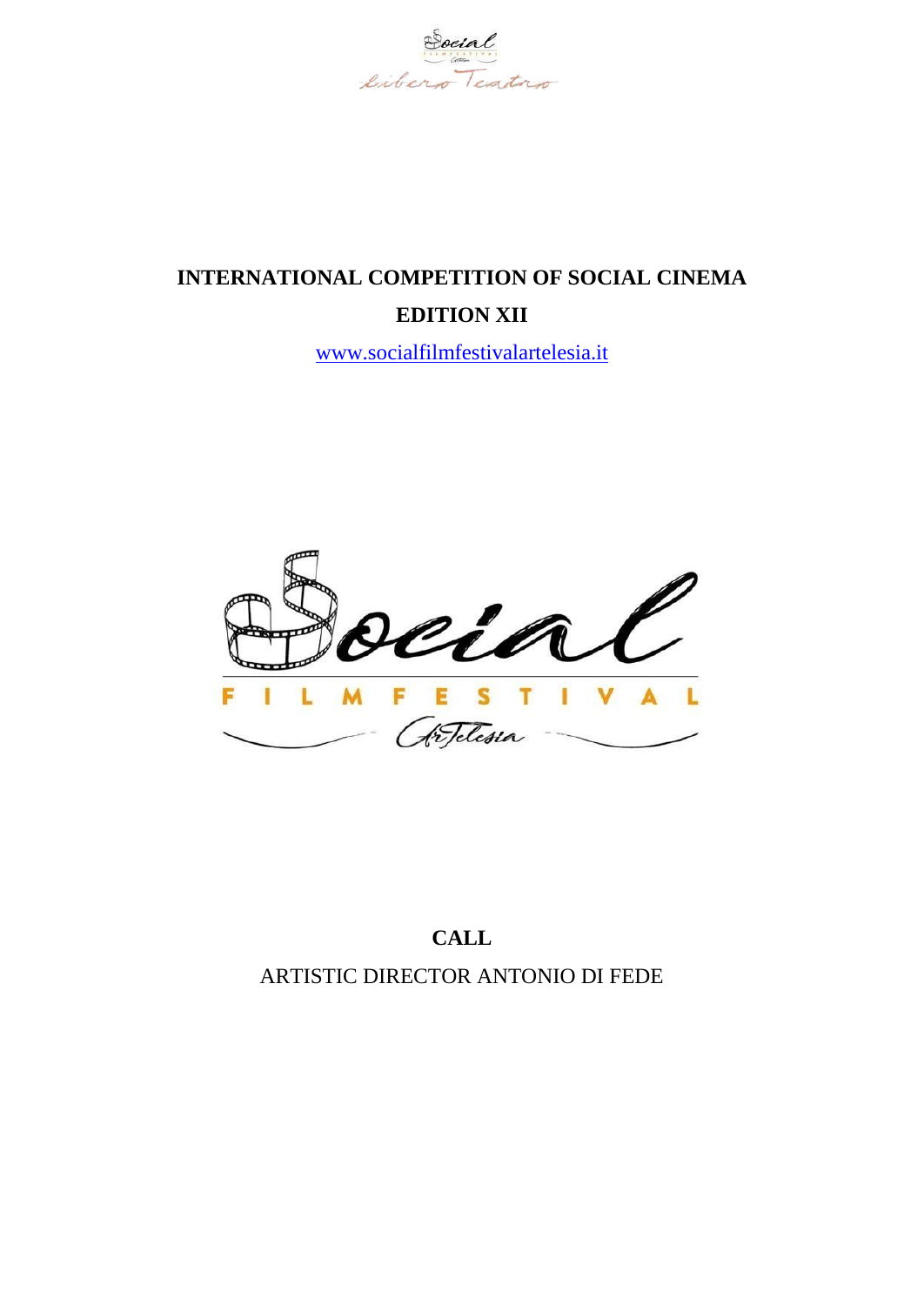# INTERNATIONAL COMPETITION OF SOCIAL CINEMA

## EDITION XII

www.socialfilmfestivalartelesia.it

## CALL

ARTISTIC DIRECTOR ANTONIO DI FEDE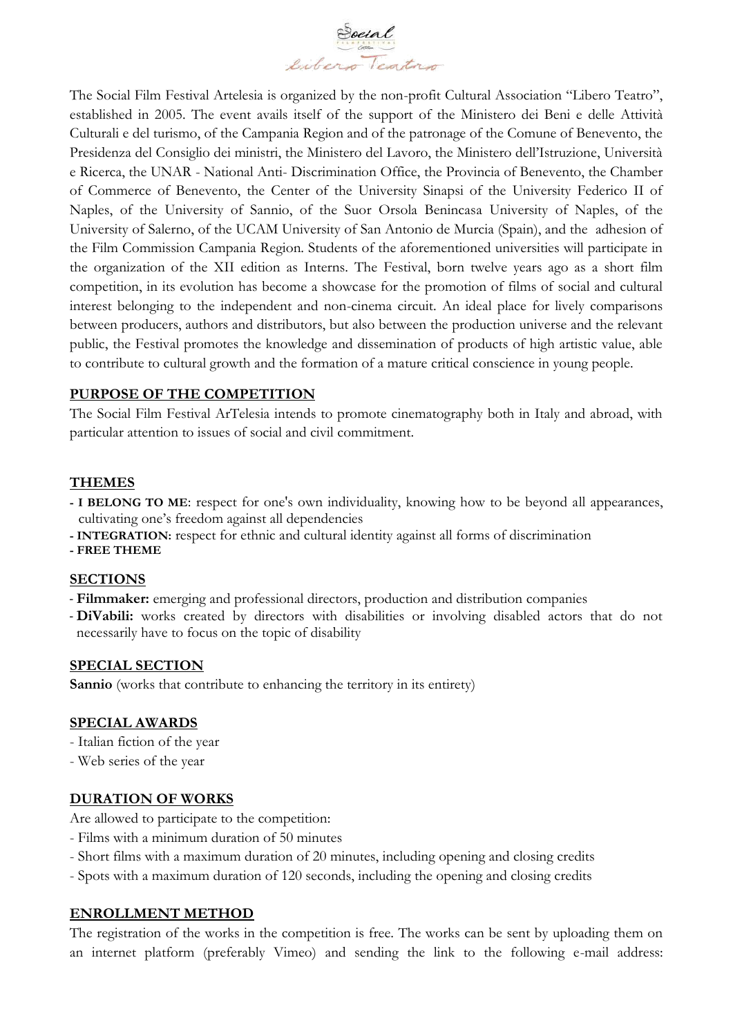The Social Film Festival Artelesia is organized by the non-profit Cultural Association "Libero Teatro", established in 2005. The event avails itself of the support of the Ministero dei Beni e delle Attività Culturali e del turismo, of the Campania Region and of the patronage of the Comune of Benevento, the Presidenza del Consiglio dei ministri, the Ministero del Lavoro, the Ministero dell'Istruzione, Università e Ricerca, the UNAR - National Anti- Discrimination Office, the Provincia of Benevento, the Chamber of Commerce of Benevento, the Center of the University Sinapsi of the University Federico II of Naples, of the University of Sannio, of the Suor Orsola Benincasa University of Naples, of the University of Salerno, of the UCAM University of San Antonio de Murcia (Spain), and the adhesion of the Film Commission Campania Region. Students of the aforementioned universities will participate in the organization of the XII edition as Interns. The Festival, born twelve years ago as a short film competition, in its evolution has become a showcase for the promotion of films of social and cultural interest belonging to the independent and non-cinema circuit. An ideal place for lively comparisons between producers, authors and distributors, but also between the production universe and the relevant public, the Festival promotes the knowledge and dissemination of products of high artistic value, able to contribute to cultural growth and the formation of a mature critical conscience in young people.

## PURPOSE OF THE COMPETITION

The Social Film Festival ArTelesia intends to promote cinematography both in Italy and abroad, with particular attention to issues of social and civil commitment.

## THEMES

- **I BELONG TO ME**: respect for one's own individuality, knowing how to be beyond all appearances, cultivating one's freedom against all dependencies
- **INTEGRATION**: respect for ethnic and cultural identity against all forms of discrimination
- **FREE THEME**

## SECTIONS

- **Filmmaker:** emerging and professional directors, production and distribution companies
- **DiVabili:** works created by directors with disabilities or involving disabled actors that do not necessarily have to focus on the topic of disability

## SPECIAL SECTION

**Sannio** (works that contribute to enhancing the territory in its entirety)

## SPECIAL AWARDS

- Italian fiction of the year
- Web series of the year

## DURATION OF WORKS

Are allowed to participate to the competition:

- Films with a minimum duration of 50 minutes
- Short films with a maximum duration of 20 minutes, including opening and closing credits
- Spots with a maximum duration of 120 seconds, including the opening and closing credits

## ENROLLMENT METHOD

The registration of the works in the competition is free. The works can be sent by uploading them on an internet platform (preferably Vimeo) and sending the link to the following e-mail address: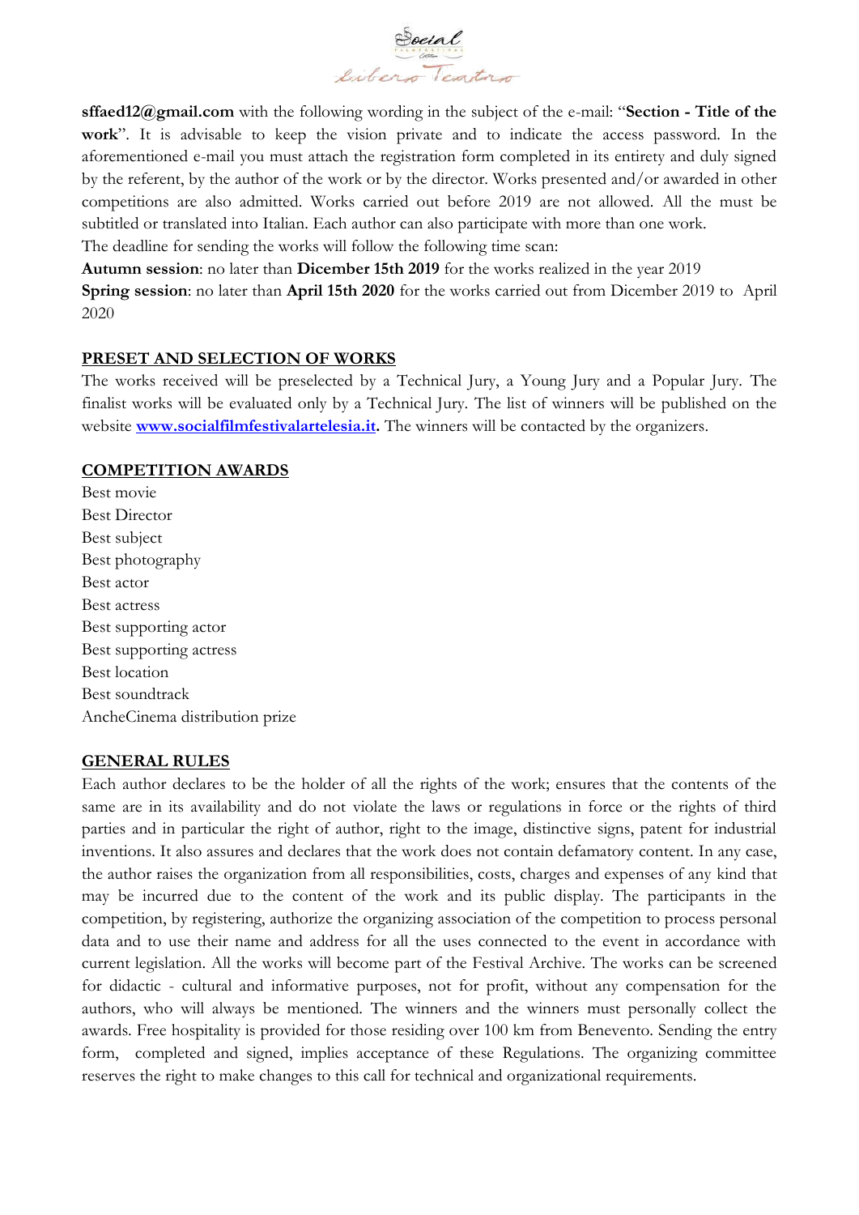**sffaed12@gmail.com** with the following wording in the subject of the e-mail: "**Section - Title of the work**". It is advisable to keep the vision private and to indicate the access password. In the aforementioned e-mail you must attach the registration form completed in its entirety and duly signed by the referent, by the author of the work or by the director. Works presented and/or awarded in other competitions are also admitted. Works carried out before 2019 are not allowed. All the must be subtitled or translated into Italian. Each author can also participate with more than one work.

The deadline for sending the works will follow the following time scan:

**Autumn session**: no later than **Dicember 15th 2019** for the works realized in the year 2019

**Spring session**: no later than **April 15th 2020** for the works carried out from December 2019 to April 2020

## PRESET AND SELECTION OF WORKS

The works received will be preselected by a Technical Jury, a Young Jury and a Popular Jury. The finalist works will be evaluated only by a Technical Jury. The list of winners will be published on the website **www.socialfilmfestivalartelesia.it.** The winners will be contacted by the organizers.

## COMPETITION AWARDS

Best movie
Best Director
Best subject
Best photography
Best actor
Best actress
Best supporting actor
Best supporting actress
Best location
Best soundtrack
AncheCinema distribution prize

## GENERAL RULES

Each author declares to be the holder of all the rights of the work; ensures that the contents of the same are in its availability and do not violate the laws or regulations in force or the rights of third parties and in particular the right of author, right to the image, distinctive signs, patent for industrial inventions. It also assures and declares that the work does not contain defamatory content. In any case, the author raises the organization from all responsibilities, costs, charges and expenses of any kind that may be incurred due to the content of the work and its public display. The participants in the competition, by registering, authorize the organizing association of the competition to process personal data and to use their name and address for all the uses connected to the event in accordance with current legislation. All the works will become part of the Festival Archive. The works can be screened for didactic - cultural and informative purposes, not for profit, without any compensation for the authors, who will always be mentioned. The winners and the winners must personally collect the awards. Free hospitality is provided for those residing over 100 km from Benevento. Sending the entry form, completed and signed, implies acceptance of these Regulations. The organizing committee reserves the right to make changes to this call for technical and organizational requirements.